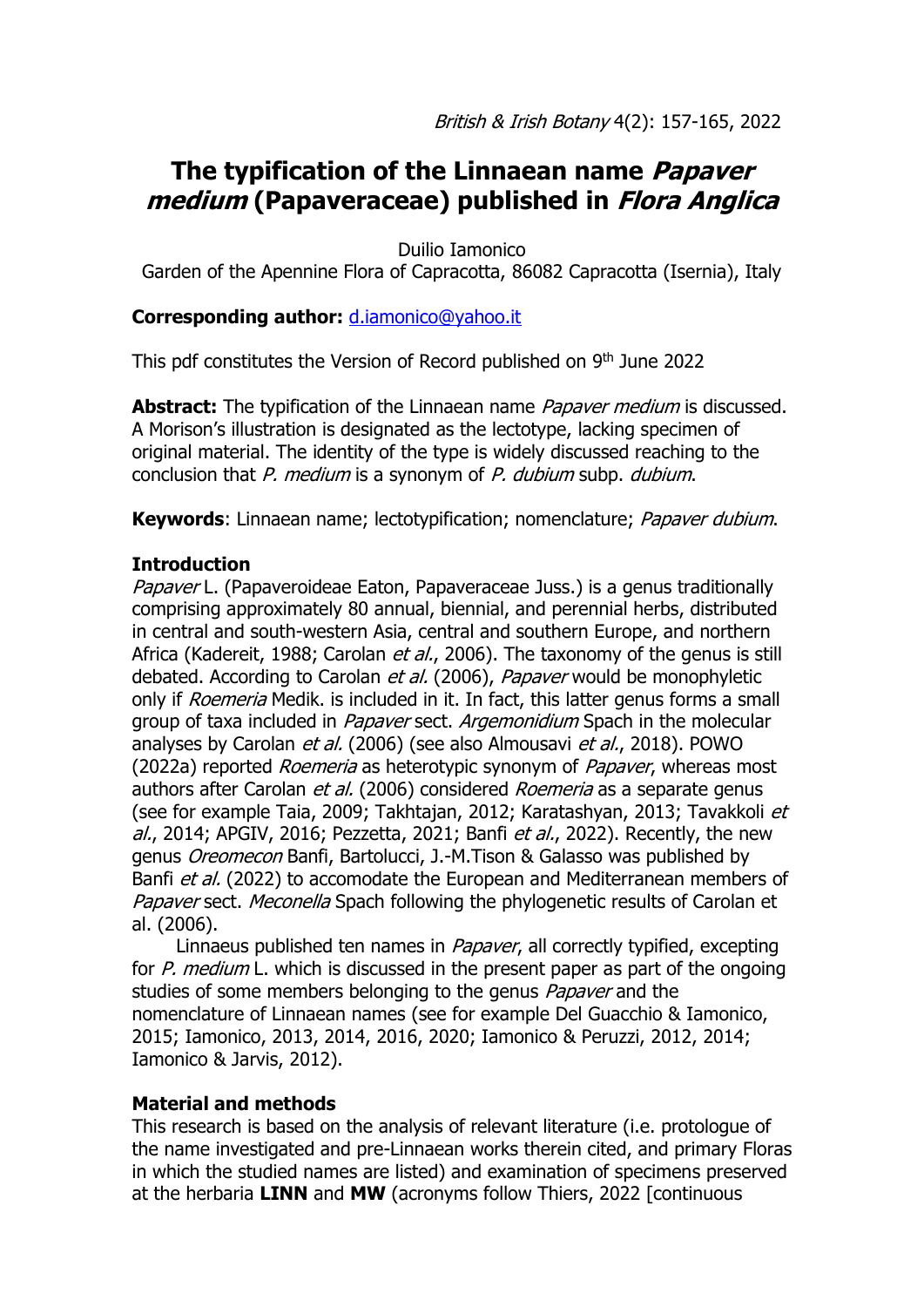# The typification of the Linnaean name *Papaver medium* (Papaveraceae) published in *Flora Anglica*

Duilio Iamonico

Garden of the Apennine Flora of Capracotta, 86082 Capracotta (Isernia), Italy

**Corresponding author:** d.iamonico@yahoo.it

This pdf constitutes the Version of Record published on 9th June 2022

**Abstract:** The typification of the Linnaean name *Papaver medium* is discussed. A Morison's illustration is designated as the lectotype, lacking specimen of original material. The identity of the type is widely discussed reaching to the conclusion that *P. medium* is a synonym of *P. dubium* subp. *dubium*.

**Keywords**: Linnaean name; lectotypification; nomenclature; *Papaver dubium*.

## Introduction

*Papaver* L. (Papaveroideae Eaton, Papaveraceae Juss.) is a genus traditionally comprising approximately 80 annual, biennial, and perennial herbs, distributed in central and south-western Asia, central and southern Europe, and northern Africa (Kadereit, 1988; Carolan *et al.*, 2006). The taxonomy of the genus is still debated. According to Carolan *et al.* (2006), *Papaver* would be monophyletic only if *Roemeria* Medik. is included in it. In fact, this latter genus forms a small group of taxa included in *Papaver* sect. *Argemonidium* Spach in the molecular analyses by Carolan *et al.* (2006) (see also Almousavi *et al.*, 2018). POWO (2022a) reported *Roemeria* as heterotypic synonym of *Papaver*, whereas most authors after Carolan *et al.* (2006) considered *Roemeria* as a separate genus (see for example Taia, 2009; Takhtajan, 2012; Karatashyan, 2013; Tavakkoli *et al.*, 2014; APGIV, 2016; Pezzetta, 2021; Banfi *et al.*, 2022). Recently, the new genus *Oreomecon* Banfi, Bartolucci, J.-M.Tison & Galasso was published by Banfi *et al.* (2022) to accomodate the European and Mediterranean members of *Papaver* sect. *Meconella* Spach following the phylogenetic results of Carolan et al. (2006).

Linnaeus published ten names in *Papaver*, all correctly typified, excepting for *P. medium* L. which is discussed in the present paper as part of the ongoing studies of some members belonging to the genus *Papaver* and the nomenclature of Linnaean names (see for example Del Guacchio & Iamonico, 2015; Iamonico, 2013, 2014, 2016, 2020; Iamonico & Peruzzi, 2012, 2014; Iamonico & Jarvis, 2012).

## Material and methods

This research is based on the analysis of relevant literature (i.e. protologue of the name investigated and pre-Linnaean works therein cited, and primary Floras in which the studied names are listed) and examination of specimens preserved at the herbaria **LINN** and **MW** (acronyms follow Thiers, 2022 [continuous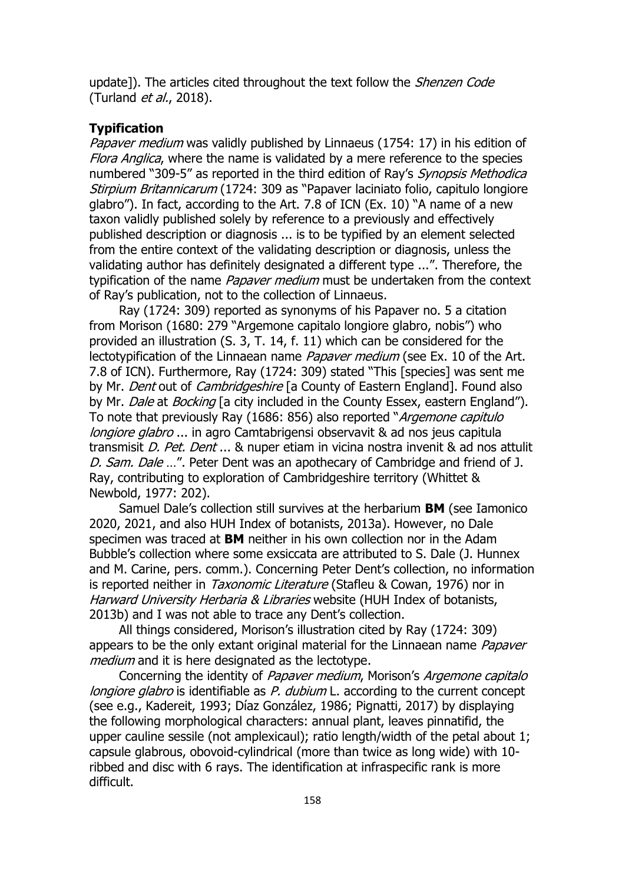update]). The articles cited throughout the text follow the *Shenzen Code* (Turland *et al*., 2018).

**Typification**

*Papaver medium* was validly published by Linnaeus (1754: 17) in his edition of *Flora Anglica*, where the name is validated by a mere reference to the species numbered "309-5" as reported in the third edition of Ray's *Synopsis Methodica Stirpium Britannicarum* (1724: 309 as "Papaver laciniato folio, capitulo longiore glabro"). In fact, according to the Art. 7.8 of ICN (Ex. 10) "A name of a new taxon validly published solely by reference to a previously and effectively published description or diagnosis ... is to be typified by an element selected from the entire context of the validating description or diagnosis, unless the validating author has definitely designated a different type ...". Therefore, the typification of the name *Papaver medium* must be undertaken from the context of Ray's publication, not to the collection of Linnaeus.

Ray (1724: 309) reported as synonyms of his Papaver no. 5 a citation from Morison (1680: 279 "Argemone capitalo longiore glabro, nobis") who provided an illustration (S. 3, T. 14, f. 11) which can be considered for the lectotypification of the Linnaean name *Papaver medium* (see Ex. 10 of the Art. 7.8 of ICN). Furthermore, Ray (1724: 309) stated "This [species] was sent me by Mr. *Dent* out of *Cambridgeshire* [a County of Eastern England]. Found also by Mr. *Dale* at *Bocking* [a city included in the County Essex, eastern England"). To note that previously Ray (1686: 856) also reported "*Argemone capitulo longiore glabro* ... in agro Camtabrigensi observavit & ad nos jeus capitula transmisit *D. Pet. Dent* ... & nuper etiam in vicina nostra invenit & ad nos attulit *D. Sam. Dale* …". Peter Dent was an apothecary of Cambridge and friend of J. Ray, contributing to exploration of Cambridgeshire territory (Whittet & Newbold, 1977: 202).

Samuel Dale's collection still survives at the herbarium **BM** (see Iamonico 2020, 2021, and also HUH Index of botanists, 2013a). However, no Dale specimen was traced at **BM** neither in his own collection nor in the Adam Bubble's collection where some exsiccata are attributed to S. Dale (J. Hunnex and M. Carine, pers. comm.). Concerning Peter Dent's collection, no information is reported neither in *Taxonomic Literature* (Stafleu & Cowan, 1976) nor in *Harward University Herbaria & Libraries* website (HUH Index of botanists, 2013b) and I was not able to trace any Dent's collection.

All things considered, Morison's illustration cited by Ray (1724: 309) appears to be the only extant original material for the Linnaean name *Papaver medium* and it is here designated as the lectotype.

Concerning the identity of *Papaver medium*, Morison's *Argemone capitalo longiore glabro* is identifiable as *P. dubium* L. according to the current concept (see e.g., Kadereit, 1993; Díaz González, 1986; Pignatti, 2017) by displaying the following morphological characters: annual plant, leaves pinnatifid, the upper cauline sessile (not amplexicaul); ratio length/width of the petal about 1; capsule glabrous, obovoid-cylindrical (more than twice as long wide) with 10-ribbed and disc with 6 rays. The identification at infraspecific rank is more difficult.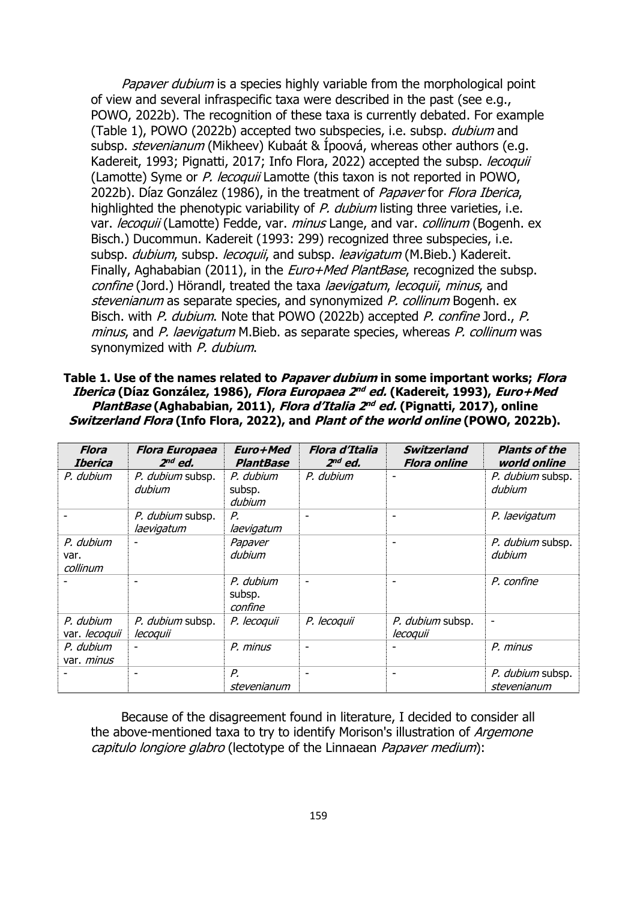*Papaver dubium* is a species highly variable from the morphological point of view and several infraspecific taxa were described in the past (see e.g., POWO, 2022b). The recognition of these taxa is currently debated. For example (Table 1), POWO (2022b) accepted two subspecies, i.e. subsp. *dubium* and subsp. *stevenianum* (Mikheev) Kubaát & Ípoová, whereas other authors (e.g. Kadereit, 1993; Pignatti, 2017; Info Flora, 2022) accepted the subsp. *lecoquii* (Lamotte) Syme or *P. lecoquii* Lamotte (this taxon is not reported in POWO, 2022b). Díaz González (1986), in the treatment of *Papaver* for *Flora Iberica*, highlighted the phenotypic variability of *P. dubium* listing three varieties, i.e. var. *lecoquii* (Lamotte) Fedde, var. *minus* Lange, and var. *collinum* (Bogenh. ex Bisch.) Ducommun. Kadereit (1993: 299) recognized three subspecies, i.e. subsp. *dubium*, subsp. *lecoquii*, and subsp. *leavigatum* (M.Bieb.) Kadereit. Finally, Aghababian (2011), in the *Euro+Med PlantBase*, recognized the subsp. *confine* (Jord.) Hörandl, treated the taxa *laevigatum*, *lecoquii*, *minus*, and *stevenianum* as separate species, and synonymized *P. collinum* Bogenh. ex Bisch. with *P. dubium*. Note that POWO (2022b) accepted *P. confine* Jord., *P. minus*, and *P. laevigatum* M.Bieb. as separate species, whereas *P. collinum* was synonymized with *P. dubium*.

**Table 1. Use of the names related to *Papaver dubium* in some important works; *Flora Iberica* (Díaz González, 1986), *Flora Europaea 2nd ed.* (Kadereit, 1993), *Euro+Med PlantBase* (Aghababian, 2011), *Flora d'Italia 2nd ed.* (Pignatti, 2017), online *Switzerland Flora* (Info Flora, 2022), and *Plant of the world online* (POWO, 2022b).**

| *Flora Iberica* | *Flora Europaea 2nd ed.* | *Euro+Med PlantBase* | *Flora d'Italia 2nd ed.* | *Switzerland Flora online* | *Plants of the world online* |
|---|---|---|---|---|---|
| *P. dubium* | *P. dubium* subsp. *dubium* | *P. dubium* subsp. *dubium* | *P. dubium* | - | *P. dubium* subsp. *dubium* |
| - | *P. dubium* subsp. *laevigatum* | *P. laevigatum* | - | - | *P. laevigatum* |
| *P. dubium* var. *collinum* | - | *Papaver dubium* | | - | *P. dubium* subsp. *dubium* |
| - | - | *P. dubium* subsp. *confine* | - | - | *P. confine* |
| *P. dubium* var. *lecoquii* | *P. dubium* subsp. *lecoquii* | *P. lecoquii* | *P. lecoquii* | *P. dubium* subsp. *lecoquii* | - |
| *P. dubium* var. *minus* | - | *P. minus* | - | - | *P. minus* |
| - | - | *P. stevenianum* | - | - | *P. dubium* subsp. *stevenianum* |

Because of the disagreement found in literature, I decided to consider all the above-mentioned taxa to try to identify Morison's illustration of *Argemone capitulo longiore glabro* (lectotype of the Linnaean *Papaver medium*):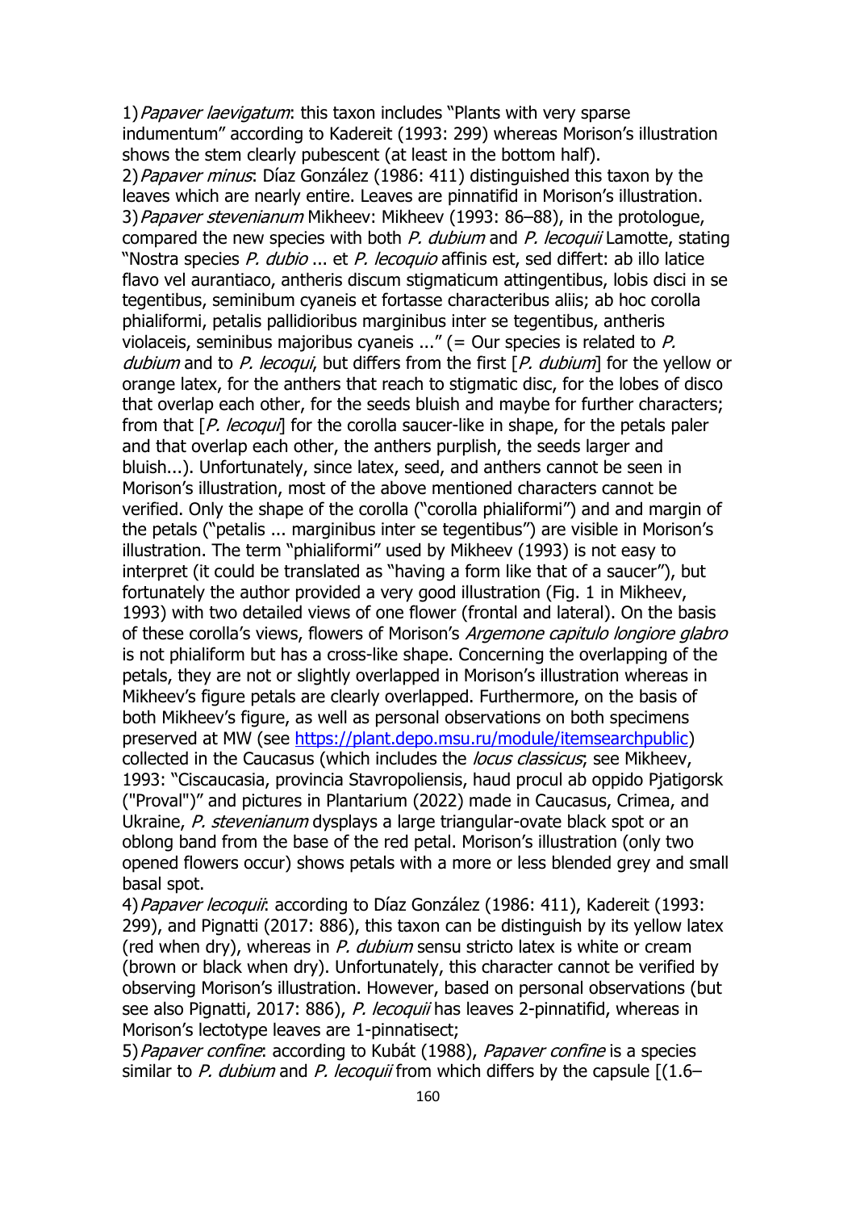1) *Papaver laevigatum*: this taxon includes "Plants with very sparse indumentum" according to Kadereit (1993: 299) whereas Morison's illustration shows the stem clearly pubescent (at least in the bottom half).

2) *Papaver minus*: Díaz González (1986: 411) distinguished this taxon by the leaves which are nearly entire. Leaves are pinnatifid in Morison's illustration.

3) *Papaver stevenianum* Mikheev: Mikheev (1993: 86–88), in the protologue, compared the new species with both *P. dubium* and *P. lecoquii* Lamotte, stating "Nostra species *P. dubio* ... et *P. lecoquio* affinis est, sed differt: ab illo latice flavo vel aurantiaco, antheris discum stigmaticum attingentibus, lobis disci in se tegentibus, seminibum cyaneis et fortasse characteribus aliis; ab hoc corolla phialiformi, petalis pallidioribus marginibus inter se tegentibus, antheris violaceis, seminibus majoribus cyaneis ..." (= Our species is related to *P. dubium* and to *P. lecoqui*, but differs from the first [*P. dubium*] for the yellow or orange latex, for the anthers that reach to stigmatic disc, for the lobes of disco that overlap each other, for the seeds bluish and maybe for further characters; from that [*P. lecoqui*] for the corolla saucer-like in shape, for the petals paler and that overlap each other, the anthers purplish, the seeds larger and bluish...). Unfortunately, since latex, seed, and anthers cannot be seen in Morison's illustration, most of the above mentioned characters cannot be verified. Only the shape of the corolla ("corolla phialiformi") and and margin of the petals ("petalis ... marginibus inter se tegentibus") are visible in Morison's illustration. The term "phialiformi" used by Mikheev (1993) is not easy to interpret (it could be translated as "having a form like that of a saucer"), but fortunately the author provided a very good illustration (Fig. 1 in Mikheev, 1993) with two detailed views of one flower (frontal and lateral). On the basis of these corolla's views, flowers of Morison's *Argemone capitulo longiore glabro* is not phialiform but has a cross-like shape. Concerning the overlapping of the petals, they are not or slightly overlapped in Morison's illustration whereas in Mikheev's figure petals are clearly overlapped. Furthermore, on the basis of both Mikheev's figure, as well as personal observations on both specimens preserved at MW (see https://plant.depo.msu.ru/module/itemsearchpublic) collected in the Caucasus (which includes the *locus classicus*; see Mikheev, 1993: "Ciscaucasia, provincia Stavropoliensis, haud procul ab oppido Pjatigorsk ("Proval")" and pictures in Plantarium (2022) made in Caucasus, Crimea, and Ukraine, *P. stevenianum* dysplays a large triangular-ovate black spot or an oblong band from the base of the red petal. Morison's illustration (only two opened flowers occur) shows petals with a more or less blended grey and small basal spot.

4) *Papaver lecoquii*: according to Díaz González (1986: 411), Kadereit (1993: 299), and Pignatti (2017: 886), this taxon can be distinguish by its yellow latex (red when dry), whereas in *P. dubium* sensu stricto latex is white or cream (brown or black when dry). Unfortunately, this character cannot be verified by observing Morison's illustration. However, based on personal observations (but see also Pignatti, 2017: 886), *P. lecoquii* has leaves 2-pinnatifid, whereas in Morison's lectotype leaves are 1-pinnatisect;

5) *Papaver confine*: according to Kubát (1988), *Papaver confine* is a species similar to *P. dubium* and *P. lecoquii* from which differs by the capsule [(1.6–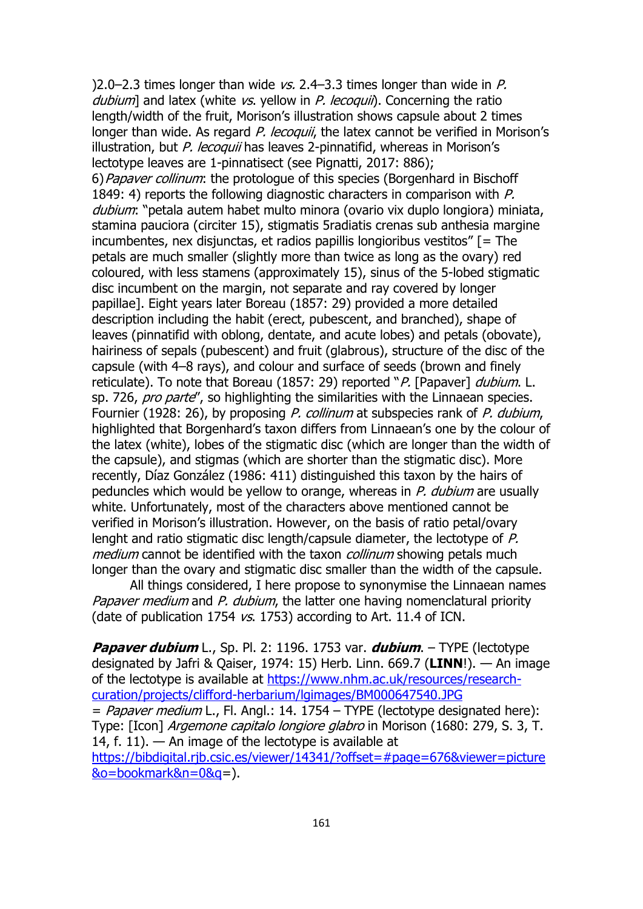)2.0–2.3 times longer than wide *vs.* 2.4–3.3 times longer than wide in *P. dubium*] and latex (white *vs.* yellow in *P. lecoquii*). Concerning the ratio length/width of the fruit, Morison's illustration shows capsule about 2 times longer than wide. As regard *P. lecoquii*, the latex cannot be verified in Morison's illustration, but *P. lecoquii* has leaves 2-pinnatifid, whereas in Morison's lectotype leaves are 1-pinnatisect (see Pignatti, 2017: 886);

6) *Papaver collinum*: the protologue of this species (Borgenhard in Bischoff 1849: 4) reports the following diagnostic characters in comparison with *P. dubium*: "petala autem habet multo minora (ovario vix duplo longiora) miniata, stamina pauciora (circiter 15), stigmatis 5radiatis crenas sub anthesia margine incumbentes, nex disjunctas, et radios papillis longioribus vestitos" [= The petals are much smaller (slightly more than twice as long as the ovary) red coloured, with less stamens (approximately 15), sinus of the 5-lobed stigmatic disc incumbent on the margin, not separate and ray covered by longer papillae]. Eight years later Boreau (1857: 29) provided a more detailed description including the habit (erect, pubescent, and branched), shape of leaves (pinnatifid with oblong, dentate, and acute lobes) and petals (obovate), hairiness of sepals (pubescent) and fruit (glabrous), structure of the disc of the capsule (with 4–8 rays), and colour and surface of seeds (brown and finely reticulate). To note that Boreau (1857: 29) reported "*P.* [Papaver] *dubium*. L. sp. 726, *pro parte*", so highlighting the similarities with the Linnaean species. Fournier (1928: 26), by proposing *P. collinum* at subspecies rank of *P. dubium*, highlighted that Borgenhard's taxon differs from Linnaean's one by the colour of the latex (white), lobes of the stigmatic disc (which are longer than the width of the capsule), and stigmas (which are shorter than the stigmatic disc). More recently, Díaz González (1986: 411) distinguished this taxon by the hairs of peduncles which would be yellow to orange, whereas in *P. dubium* are usually white. Unfortunately, most of the characters above mentioned cannot be verified in Morison's illustration. However, on the basis of ratio petal/ovary lenght and ratio stigmatic disc length/capsule diameter, the lectotype of *P. medium* cannot be identified with the taxon *collinum* showing petals much longer than the ovary and stigmatic disc smaller than the width of the capsule.

All things considered, I here propose to synonymise the Linnaean names *Papaver medium* and *P. dubium*, the latter one having nomenclatural priority (date of publication 1754 *vs.* 1753) according to Art. 11.4 of ICN.

***Papaver dubium*** L., Sp. Pl. 2: 1196. 1753 var. ***dubium***. – TYPE (lectotype designated by Jafri & Qaiser, 1974: 15) Herb. Linn. 669.7 (**LINN**!). — An image of the lectotype is available at https://www.nhm.ac.uk/resources/research-curation/projects/clifford-herbarium/lgimages/BM000647540.JPG

= *Papaver medium* L., Fl. Angl.: 14. 1754 – TYPE (lectotype designated here): Type: [Icon] *Argemone capitalo longiore glabro* in Morison (1680: 279, S. 3, T. 14, f. 11). — An image of the lectotype is available at https://bibdigital.rjb.csic.es/viewer/14341/?offset=#page=676&viewer=picture&o=bookmark&n=0&q=).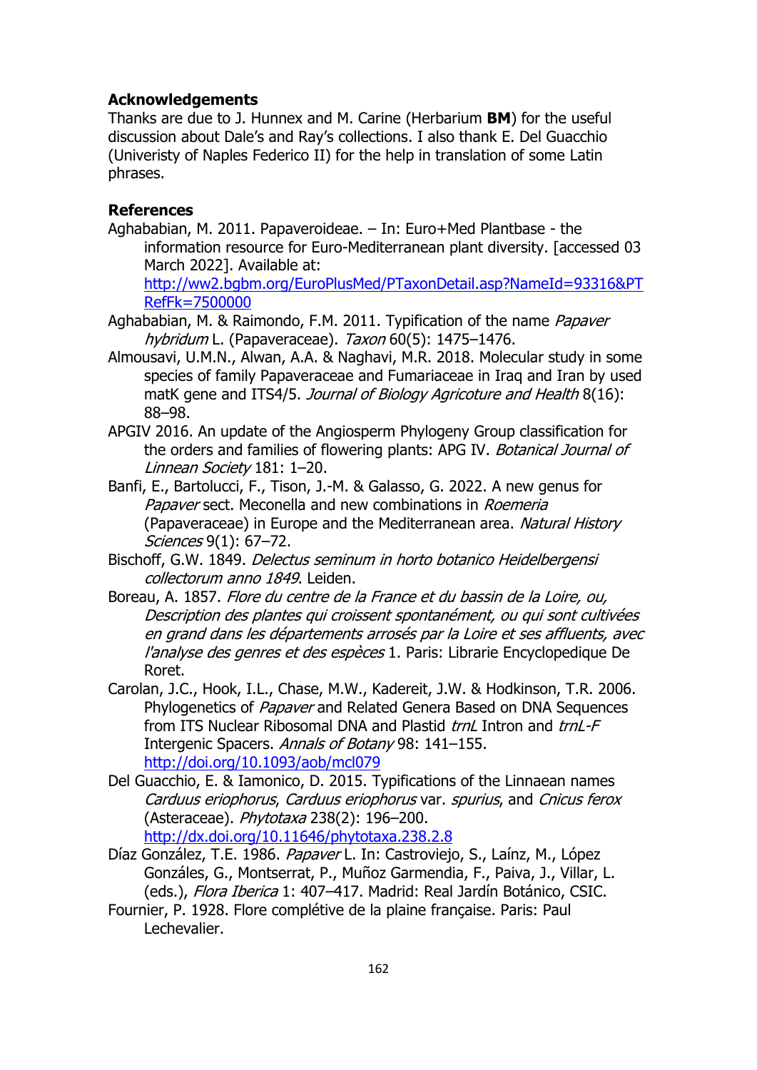## Acknowledgements

Thanks are due to J. Hunnex and M. Carine (Herbarium **BM**) for the useful discussion about Dale's and Ray's collections. I also thank E. Del Guacchio (Univeristy of Naples Federico II) for the help in translation of some Latin phrases.

## References

Aghababian, M. 2011. Papaveroideae. – In: Euro+Med Plantbase - the information resource for Euro-Mediterranean plant diversity. [accessed 03 March 2022]. Available at: http://ww2.bgbm.org/EuroPlusMed/PTaxonDetail.asp?NameId=93316&PTRefFk=7500000

Aghababian, M. & Raimondo, F.M. 2011. Typification of the name *Papaver hybridum* L. (Papaveraceae). *Taxon* 60(5): 1475–1476.

Almousavi, U.M.N., Alwan, A.A. & Naghavi, M.R. 2018. Molecular study in some species of family Papaveraceae and Fumariaceae in Iraq and Iran by used matK gene and ITS4/5. *Journal of Biology Agricoture and Health* 8(16): 88–98.

APGIV 2016. An update of the Angiosperm Phylogeny Group classification for the orders and families of flowering plants: APG IV. *Botanical Journal of Linnean Society* 181: 1–20.

Banfi, E., Bartolucci, F., Tison, J.-M. & Galasso, G. 2022. A new genus for *Papaver* sect. Meconella and new combinations in *Roemeria* (Papaveraceae) in Europe and the Mediterranean area. *Natural History Sciences* 9(1): 67–72.

Bischoff, G.W. 1849. *Delectus seminum in horto botanico Heidelbergensi collectorum anno 1849*. Leiden.

Boreau, A. 1857. *Flore du centre de la France et du bassin de la Loire, ou, Description des plantes qui croissent spontanément, ou qui sont cultivées en grand dans les départements arrosés par la Loire et ses affluents, avec l'analyse des genres et des espèces* 1. Paris: Librarie Encyclopedique De Roret.

Carolan, J.C., Hook, I.L., Chase, M.W., Kadereit, J.W. & Hodkinson, T.R. 2006. Phylogenetics of *Papaver* and Related Genera Based on DNA Sequences from ITS Nuclear Ribosomal DNA and Plastid *trnL* Intron and *trnL-F* Intergenic Spacers. *Annals of Botany* 98: 141–155. http://doi.org/10.1093/aob/mcl079

Del Guacchio, E. & Iamonico, D. 2015. Typifications of the Linnaean names *Carduus eriophorus*, *Carduus eriophorus* var. *spurius*, and *Cnicus ferox* (Asteraceae). *Phytotaxa* 238(2): 196–200. http://dx.doi.org/10.11646/phytotaxa.238.2.8

Díaz González, T.E. 1986. *Papaver* L. In: Castroviejo, S., Laínz, M., López Gonzáles, G., Montserrat, P., Muñoz Garmendia, F., Paiva, J., Villar, L. (eds.), *Flora Iberica* 1: 407–417. Madrid: Real Jardín Botánico, CSIC.

Fournier, P. 1928. Flore complétive de la plaine française. Paris: Paul Lechevalier.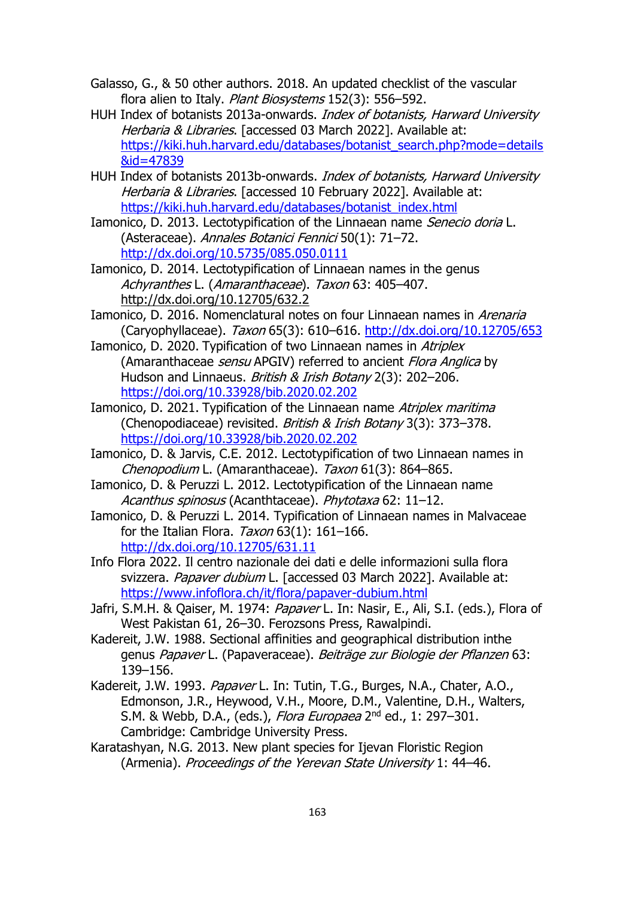Galasso, G., & 50 other authors. 2018. An updated checklist of the vascular flora alien to Italy. *Plant Biosystems* 152(3): 556–592.

HUH Index of botanists 2013a-onwards. *Index of botanists, Harward University Herbaria & Libraries*. [accessed 03 March 2022]. Available at: https://kiki.huh.harvard.edu/databases/botanist_search.php?mode=details&id=47839

HUH Index of botanists 2013b-onwards. *Index of botanists, Harward University Herbaria & Libraries*. [accessed 10 February 2022]. Available at: https://kiki.huh.harvard.edu/databases/botanist_index.html

Iamonico, D. 2013. Lectotypification of the Linnaean name *Senecio doria* L. (Asteraceae). *Annales Botanici Fennici* 50(1): 71–72. http://dx.doi.org/10.5735/085.050.0111

Iamonico, D. 2014. Lectotypification of Linnaean names in the genus *Achyranthes* L. (*Amaranthaceae*). *Taxon* 63: 405–407. http://dx.doi.org/10.12705/632.2

Iamonico, D. 2016. Nomenclatural notes on four Linnaean names in *Arenaria* (Caryophyllaceae). *Taxon* 65(3): 610–616. http://dx.doi.org/10.12705/653

Iamonico, D. 2020. Typification of two Linnaean names in *Atriplex* (Amaranthaceae *sensu* APGIV) referred to ancient *Flora Anglica* by Hudson and Linnaeus. *British & Irish Botany* 2(3): 202–206. https://doi.org/10.33928/bib.2020.02.202

Iamonico, D. 2021. Typification of the Linnaean name *Atriplex maritima* (Chenopodiaceae) revisited. *British & Irish Botany* 3(3): 373–378. https://doi.org/10.33928/bib.2020.02.202

Iamonico, D. & Jarvis, C.E. 2012. Lectotypification of two Linnaean names in *Chenopodium* L. (Amaranthaceae). *Taxon* 61(3): 864–865.

Iamonico, D. & Peruzzi L. 2012. Lectotypification of the Linnaean name *Acanthus spinosus* (Acanthtaceae). *Phytotaxa* 62: 11–12.

Iamonico, D. & Peruzzi L. 2014. Typification of Linnaean names in Malvaceae for the Italian Flora. *Taxon* 63(1): 161–166. http://dx.doi.org/10.12705/631.11

Info Flora 2022. Il centro nazionale dei dati e delle informazioni sulla flora svizzera. *Papaver dubium* L. [accessed 03 March 2022]. Available at: https://www.infoflora.ch/it/flora/papaver-dubium.html

Jafri, S.M.H. & Qaiser, M. 1974: *Papaver* L. In: Nasir, E., Ali, S.I. (eds.), Flora of West Pakistan 61, 26–30. Ferozsons Press, Rawalpindi.

Kadereit, J.W. 1988. Sectional affinities and geographical distribution inthe genus *Papaver* L. (Papaveraceae). *Beiträge zur Biologie der Pflanzen* 63: 139–156.

Kadereit, J.W. 1993. *Papaver* L. In: Tutin, T.G., Burges, N.A., Chater, A.O., Edmonson, J.R., Heywood, V.H., Moore, D.M., Valentine, D.H., Walters, S.M. & Webb, D.A., (eds.), *Flora Europaea* 2nd ed., 1: 297–301. Cambridge: Cambridge University Press.

Karatashyan, N.G. 2013. New plant species for Ijevan Floristic Region (Armenia). *Proceedings of the Yerevan State University* 1: 44–46.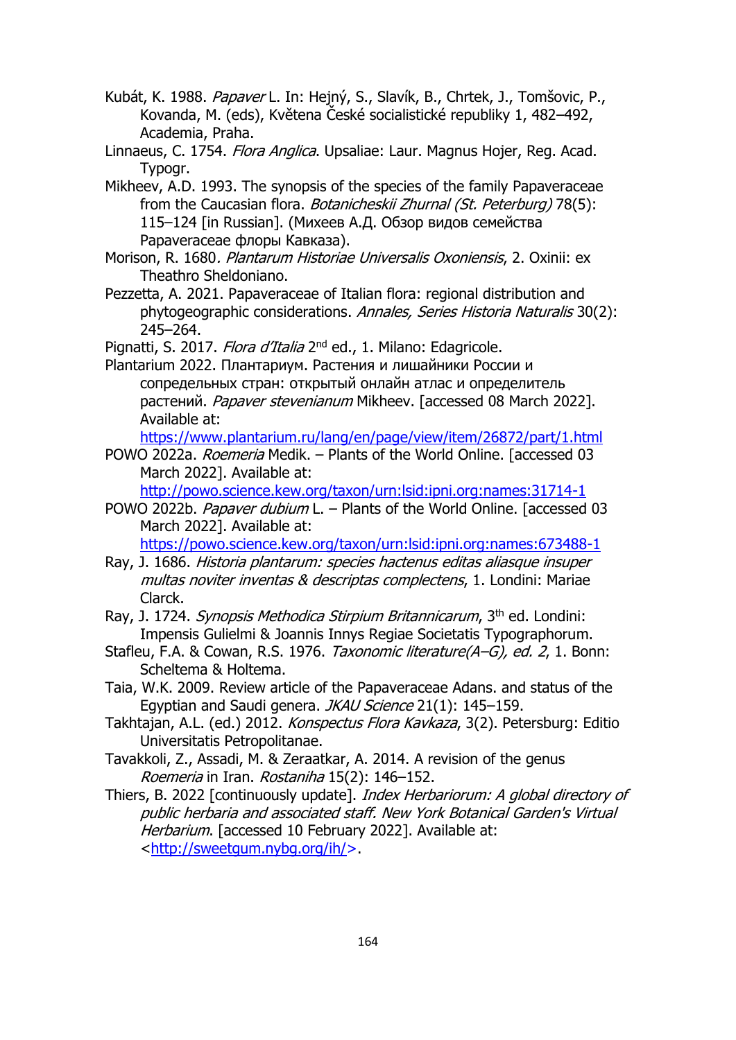Kubát, K. 1988. *Papaver* L. In: Hejný, S., Slavík, B., Chrtek, J., Tomšovic, P., Kovanda, M. (eds), Květena České socialistické republiky 1, 482–492, Academia, Praha.

Linnaeus, C. 1754. *Flora Anglica*. Upsaliae: Laur. Magnus Hojer, Reg. Acad. Typogr.

Mikheev, A.D. 1993. The synopsis of the species of the family Papaveraceae from the Caucasian flora. *Botanicheskii Zhurnal (St. Peterburg)* 78(5): 115–124 [in Russian]. (Михеев А.Д. Обзор видов семейства Papaveraceae флоры Кавказа).

Morison, R. 1680. *Plantarum Historiae Universalis Oxoniensis*, 2. Oxinii: ex Theathro Sheldoniano.

Pezzetta, A. 2021. Papaveraceae of Italian flora: regional distribution and phytogeographic considerations. *Annales, Series Historia Naturalis* 30(2): 245–264.

Pignatti, S. 2017. *Flora d'Italia* 2nd ed., 1. Milano: Edagricole.

Plantarium 2022. Плантариум. Растения и лишайники России и сопредельных стран: открытый онлайн атлас и определитель растений. *Papaver stevenianum* Mikheev. [accessed 08 March 2022]. Available at: https://www.plantarium.ru/lang/en/page/view/item/26872/part/1.html

POWO 2022a. *Roemeria* Medik. – Plants of the World Online. [accessed 03 March 2022]. Available at: http://powo.science.kew.org/taxon/urn:lsid:ipni.org:names:31714-1

POWO 2022b. *Papaver dubium* L. – Plants of the World Online. [accessed 03 March 2022]. Available at: https://powo.science.kew.org/taxon/urn:lsid:ipni.org:names:673488-1

Ray, J. 1686. *Historia plantarum: species hactenus editas aliasque insuper multas noviter inventas & descriptas complectens*, 1. Londini: Mariae Clarck.

Ray, J. 1724. *Synopsis Methodica Stirpium Britannicarum*, 3th ed. Londini: Impensis Gulielmi & Joannis Innys Regiae Societatis Typographorum.

Stafleu, F.A. & Cowan, R.S. 1976. *Taxonomic literature(A–G), ed. 2*, 1. Bonn: Scheltema & Holtema.

Taia, W.K. 2009. Review article of the Papaveraceae Adans. and status of the Egyptian and Saudi genera. *JKAU Science* 21(1): 145–159.

Takhtajan, A.L. (ed.) 2012. *Konspectus Flora Kavkaza*, 3(2). Petersburg: Editio Universitatis Petropolitanae.

Tavakkoli, Z., Assadi, M. & Zeraatkar, A. 2014. A revision of the genus *Roemeria* in Iran. *Rostaniha* 15(2): 146–152.

Thiers, B. 2022 [continuously update]. *Index Herbariorum: A global directory of public herbaria and associated staff. New York Botanical Garden's Virtual Herbarium*. [accessed 10 February 2022]. Available at: <http://sweetgum.nybg.org/ih/>.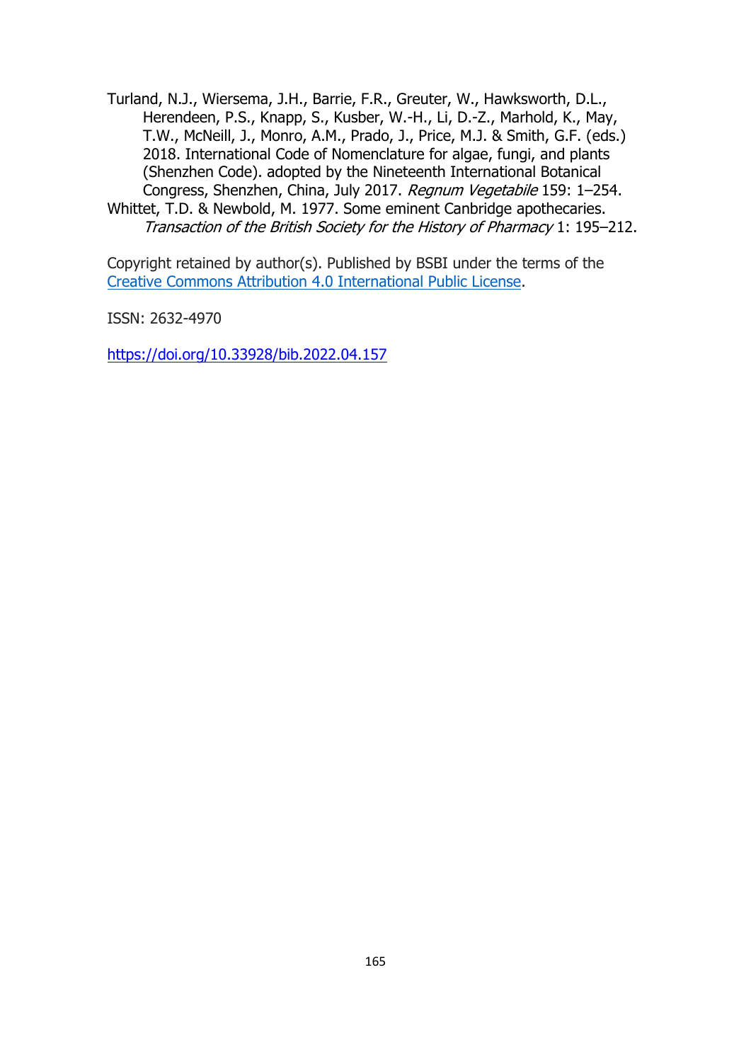Turland, N.J., Wiersema, J.H., Barrie, F.R., Greuter, W., Hawksworth, D.L., Herendeen, P.S., Knapp, S., Kusber, W.-H., Li, D.-Z., Marhold, K., May, T.W., McNeill, J., Monro, A.M., Prado, J., Price, M.J. & Smith, G.F. (eds.) 2018. International Code of Nomenclature for algae, fungi, and plants (Shenzhen Code). adopted by the Nineteenth International Botanical Congress, Shenzhen, China, July 2017. *Regnum Vegetabile* 159: 1–254.

Whittet, T.D. & Newbold, M. 1977. Some eminent Canbridge apothecaries. *Transaction of the British Society for the History of Pharmacy* 1: 195–212.

Copyright retained by author(s). Published by BSBI under the terms of the [Creative Commons Attribution 4.0 International Public License](https://creativecommons.org/licenses/by/4.0/).

ISSN: 2632-4970

https://doi.org/10.33928/bib.2022.04.157